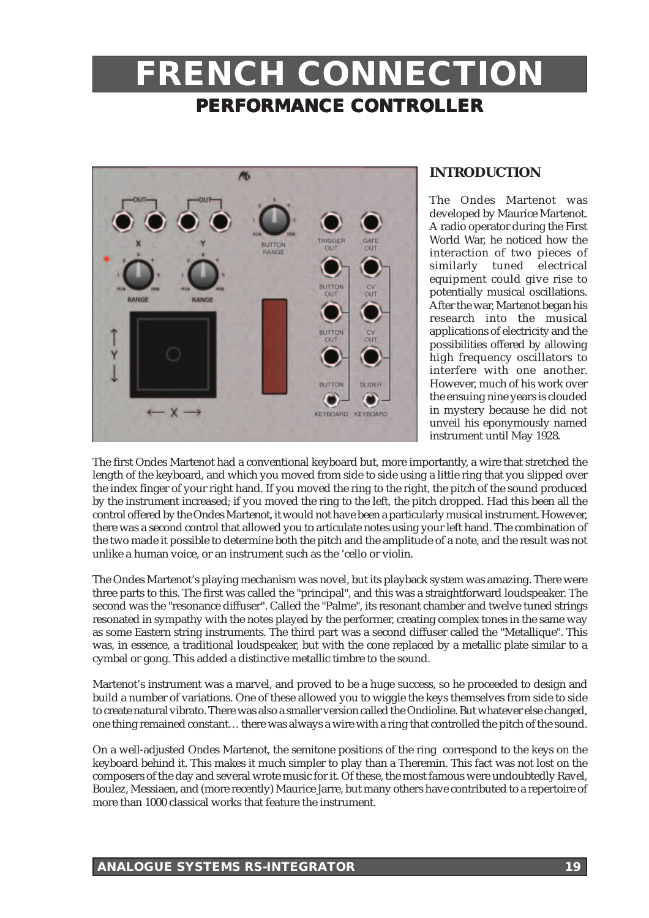# FRENCH CONNECTION

## PERFORMANCE CONTROLLER

### INTRODUCTION

The Ondes Martenot was developed by Maurice Martenot. A radio operator during the First World War, he noticed how the interaction of two pieces of similarly tuned electrical equipment could give rise to potentially musical oscillations. After the war, Martenot began his research into the musical applications of electricity and the possibilities offered by allowing high frequency oscillators to interfere with one another. However, much of his work over the ensuing nine years is clouded in mystery because he did not unveil his eponymously named instrument until May 1928.

The first Ondes Martenot had a conventional keyboard but, more importantly, a wire that stretched the length of the keyboard, and which you moved from side to side using a little ring that you slipped over the index finger of your right hand. If you moved the ring to the right, the pitch of the sound produced by the instrument increased; if you moved the ring to the left, the pitch dropped. Had this been all the control offered by the Ondes Martenot, it would not have been a particularly musical instrument. However, there was a second control that allowed you to articulate notes using your left hand. The combination of the two made it possible to determine both the pitch and the amplitude of a note, and the result was not unlike a human voice, or an instrument such as the 'cello or violin.

The Ondes Martenot's playing mechanism was novel, but its playback system was amazing. There were three parts to this. The first was called the "principal", and this was a straightforward loudspeaker. The second was the "resonance diffuser". Called the "Palme", its resonant chamber and twelve tuned strings resonated in sympathy with the notes played by the performer, creating complex tones in the same way as some Eastern string instruments. The third part was a second diffuser called the "Metallique". This was, in essence, a traditional loudspeaker, but with the cone replaced by a metallic plate similar to a cymbal or gong. This added a distinctive metallic timbre to the sound.

Martenot's instrument was a marvel, and proved to be a huge success, so he proceeded to design and build a number of variations. One of these allowed you to wiggle the keys themselves from side to side to create natural vibrato. There was also a smaller version called the Ondioline. But whatever else changed, one thing remained constant… there was always a wire with a ring that controlled the pitch of the sound.

On a well-adjusted Ondes Martenot, the semitone positions of the ring correspond to the keys on the keyboard behind it. This makes it much simpler to play than a Theremin. This fact was not lost on the composers of the day and several wrote music for it. Of these, the most famous were undoubtedly Ravel, Boulez, Messiaen, and (more recently) Maurice Jarre, but many others have contributed to a repertoire of more than 1000 classical works that feature the instrument.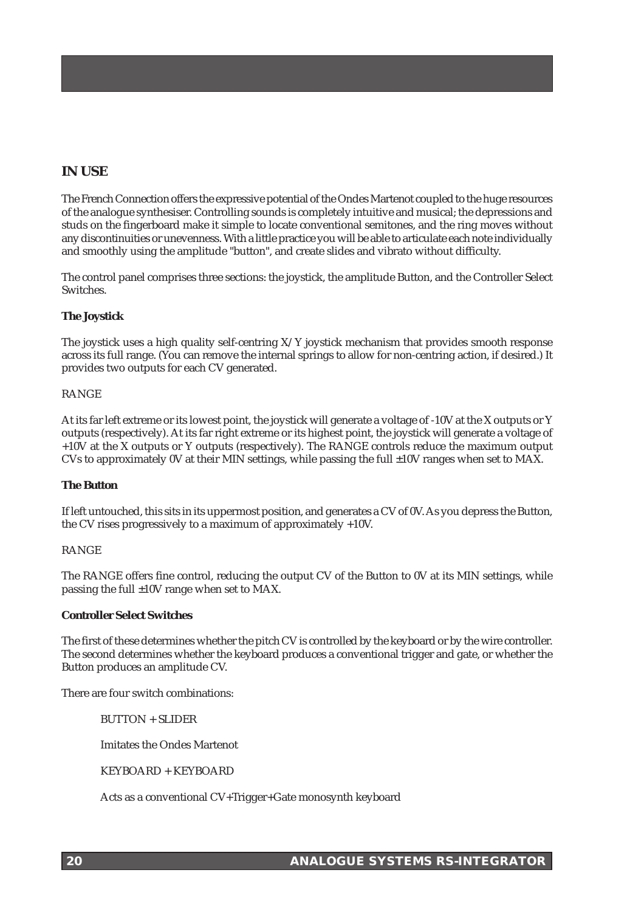## IN USE

The French Connection offers the expressive potential of the Ondes Martenot coupled to the huge resources of the analogue synthesiser. Controlling sounds is completely intuitive and musical; the depressions and studs on the fingerboard make it simple to locate conventional semitones, and the ring moves without any discontinuities or unevenness. With a little practice you will be able to articulate each note individually and smoothly using the amplitude "button", and create slides and vibrato without difficulty.

The control panel comprises three sections: the joystick, the amplitude Button, and the Controller Select Switches.

**The Joystick**

The joystick uses a high quality self-centring X/Y joystick mechanism that provides smooth response across its full range. (You can remove the internal springs to allow for non-centring action, if desired.) It provides two outputs for each CV generated.

RANGE

At its far left extreme or its lowest point, the joystick will generate a voltage of -10V at the X outputs or Y outputs (respectively). At its far right extreme or its highest point, the joystick will generate a voltage of +10V at the X outputs or Y outputs (respectively). The RANGE controls reduce the maximum output CVs to approximately 0V at their MIN settings, while passing the full ±10V ranges when set to MAX.

**The Button**

If left untouched, this sits in its uppermost position, and generates a CV of 0V. As you depress the Button, the CV rises progressively to a maximum of approximately +10V.

RANGE

The RANGE offers fine control, reducing the output CV of the Button to 0V at its MIN settings, while passing the full ±10V range when set to MAX.

**Controller Select Switches**

The first of these determines whether the pitch CV is controlled by the keyboard or by the wire controller. The second determines whether the keyboard produces a conventional trigger and gate, or whether the Button produces an amplitude CV.

There are four switch combinations:

BUTTON + SLIDER

Imitates the Ondes Martenot

KEYBOARD + KEYBOARD

Acts as a conventional CV+Trigger+Gate monosynth keyboard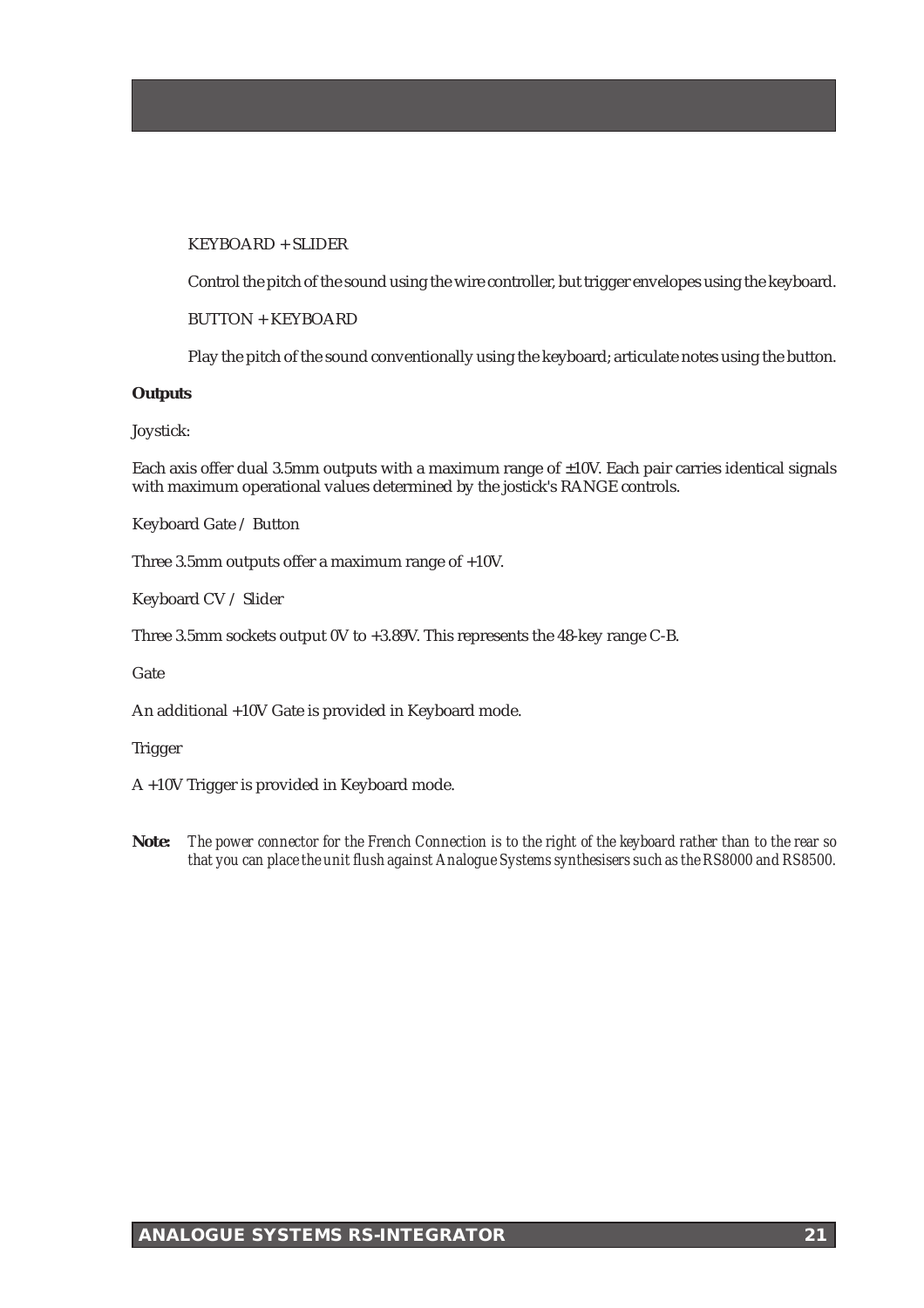KEYBOARD + SLIDER

Control the pitch of the sound using the wire controller, but trigger envelopes using the keyboard.

BUTTON + KEYBOARD

Play the pitch of the sound conventionally using the keyboard; articulate notes using the button.

**Outputs**

Joystick:

Each axis offer dual 3.5mm outputs with a maximum range of ±10V. Each pair carries identical signals with maximum operational values determined by the jostick's RANGE controls.

Keyboard Gate / Button

Three 3.5mm outputs offer a maximum range of +10V.

Keyboard CV / Slider

Three 3.5mm sockets output 0V to +3.89V. This represents the 48-key range C-B.

Gate

An additional +10V Gate is provided in Keyboard mode.

Trigger

A +10V Trigger is provided in Keyboard mode.

**Note:** *The power connector for the French Connection is to the right of the keyboard rather than to the rear so that you can place the unit flush against Analogue Systems synthesisers such as the RS8000 and RS8500.*